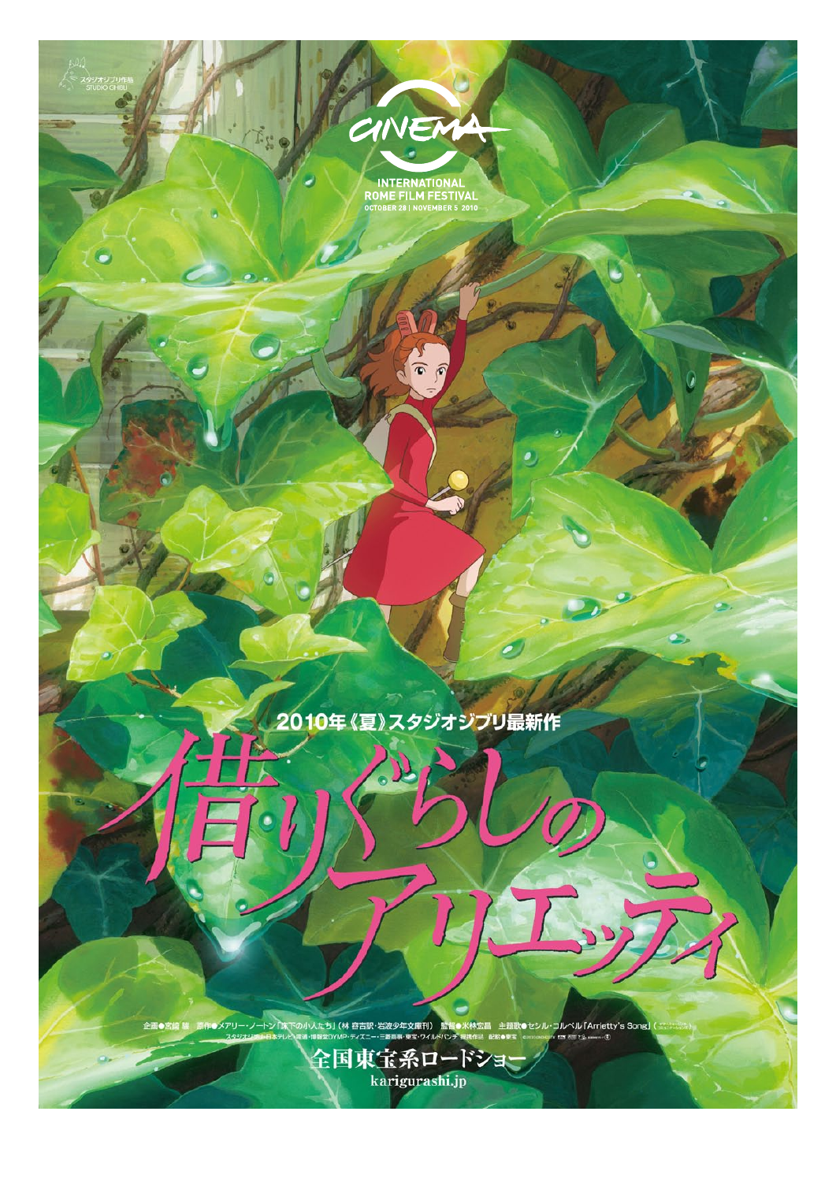スタジオジブリ作品
STUDIO GHIBLI

CINEMA

INTERNATIONAL
ROME FILM FESTIVAL
OCTOBER 28 | NOVEMBER 5 2010

2010年《夏》スタジオジブリ最新作

# 借りぐらしのアリエッティ

企画●宮崎 駿　原作●メアリー・ノートン「床下の小人たち」（林 容吉訳・岩波少年文庫刊）　監督●米林宏昌　主題歌●セシル・コルベル「Arrietty's Song」

スタジオジブリ・日本テレビ・電通・博報堂DYMP・ディズニー・三菱商事・東宝・ワイルドバンチ 提携作品　配給●東宝

全国東宝系ロードショー

karigurashi.jp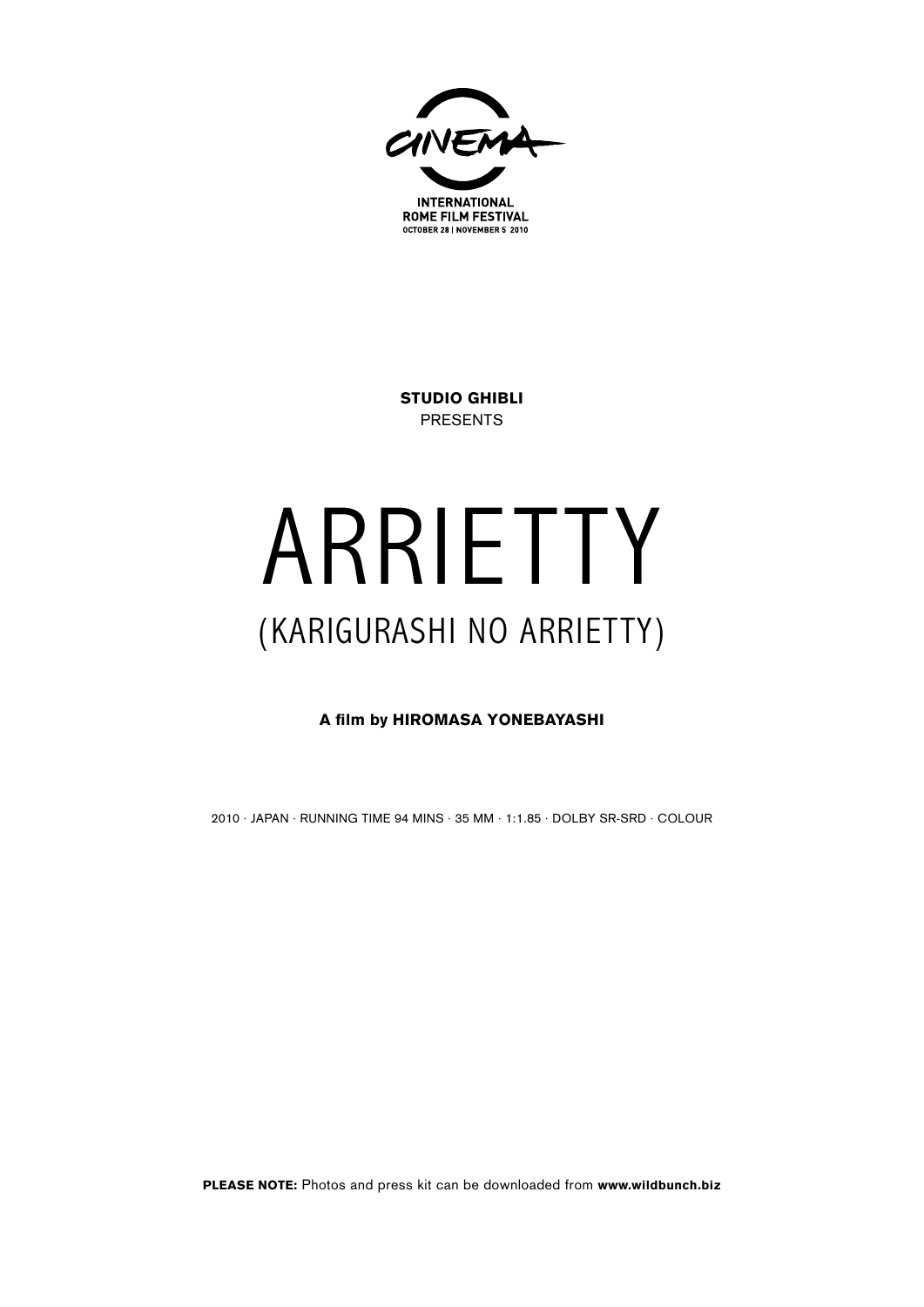CINEMA

INTERNATIONAL
ROME FILM FESTIVAL
OCTOBER 28 | NOVEMBER 5 2010

**STUDIO GHIBLI**
PRESENTS

# ARRIETTY

## (KARIGURASHI NO ARRIETTY)

**A film by HIROMASA YONEBAYASHI**

2010 · JAPAN · RUNNING TIME 94 MINS · 35 MM · 1:1.85 · DOLBY SR-SRD · COLOUR

**PLEASE NOTE:** Photos and press kit can be downloaded from **www.wildbunch.biz**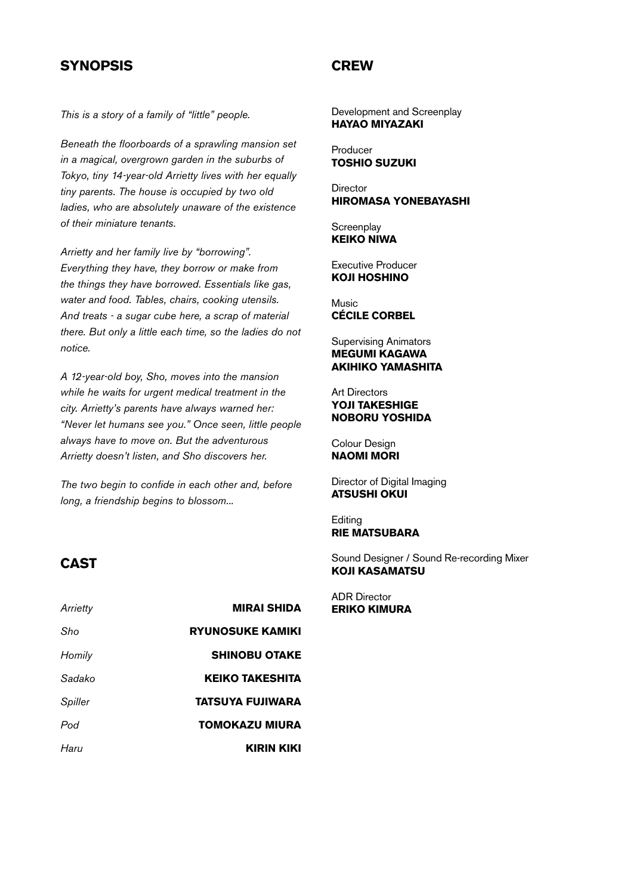## SYNOPSIS

*This is a story of a family of "little" people.*

*Beneath the floorboards of a sprawling mansion set in a magical, overgrown garden in the suburbs of Tokyo, tiny 14-year-old Arrietty lives with her equally tiny parents. The house is occupied by two old ladies, who are absolutely unaware of the existence of their miniature tenants.*

*Arrietty and her family live by "borrowing". Everything they have, they borrow or make from the things they have borrowed. Essentials like gas, water and food. Tables, chairs, cooking utensils. And treats - a sugar cube here, a scrap of material there. But only a little each time, so the ladies do not notice.*

*A 12-year-old boy, Sho, moves into the mansion while he waits for urgent medical treatment in the city. Arrietty's parents have always warned her: "Never let humans see you." Once seen, little people always have to move on. But the adventurous Arrietty doesn't listen, and Sho discovers her.*

*The two begin to confide in each other and, before long, a friendship begins to blossom...*

## CAST

| | |
|---|---|
| *Arrietty* | **MIRAI SHIDA** |
| *Sho* | **RYUNOSUKE KAMIKI** |
| *Homily* | **SHINOBU OTAKE** |
| *Sadako* | **KEIKO TAKESHITA** |
| *Spiller* | **TATSUYA FUJIWARA** |
| *Pod* | **TOMOKAZU MIURA** |
| *Haru* | **KIRIN KIKI** |

## CREW

Development and Screenplay
**HAYAO MIYAZAKI**

Producer
**TOSHIO SUZUKI**

Director
**HIROMASA YONEBAYASHI**

Screenplay
**KEIKO NIWA**

Executive Producer
**KOJI HOSHINO**

Music
**CÉCILE CORBEL**

Supervising Animators
**MEGUMI KAGAWA**
**AKIHIKO YAMASHITA**

Art Directors
**YOJI TAKESHIGE**
**NOBORU YOSHIDA**

Colour Design
**NAOMI MORI**

Director of Digital Imaging
**ATSUSHI OKUI**

Editing
**RIE MATSUBARA**

Sound Designer / Sound Re-recording Mixer
**KOJI KASAMATSU**

ADR Director
**ERIKO KIMURA**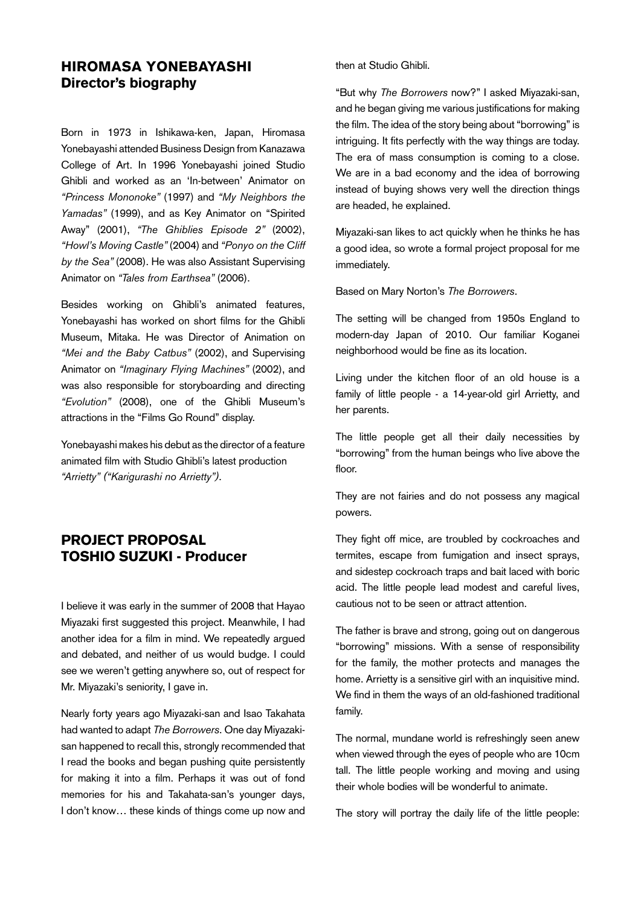## HIROMASA YONEBAYASHI
### Director's biography

Born in 1973 in Ishikawa-ken, Japan, Hiromasa Yonebayashi attended Business Design from Kanazawa College of Art. In 1996 Yonebayashi joined Studio Ghibli and worked as an 'In-between' Animator on *"Princess Mononoke"* (1997) and *"My Neighbors the Yamadas"* (1999), and as Key Animator on "Spirited Away" (2001), *"The Ghiblies Episode 2"* (2002), *"Howl's Moving Castle"* (2004) and *"Ponyo on the Cliff by the Sea"* (2008). He was also Assistant Supervising Animator on *"Tales from Earthsea"* (2006).

Besides working on Ghibli's animated features, Yonebayashi has worked on short films for the Ghibli Museum, Mitaka. He was Director of Animation on *"Mei and the Baby Catbus"* (2002), and Supervising Animator on *"Imaginary Flying Machines"* (2002), and was also responsible for storyboarding and directing *"Evolution"* (2008), one of the Ghibli Museum's attractions in the "Films Go Round" display.

Yonebayashi makes his debut as the director of a feature animated film with Studio Ghibli's latest production *"Arrietty" ("Karigurashi no Arrietty").*

## PROJECT PROPOSAL
### TOSHIO SUZUKI - Producer

I believe it was early in the summer of 2008 that Hayao Miyazaki first suggested this project. Meanwhile, I had another idea for a film in mind. We repeatedly argued and debated, and neither of us would budge. I could see we weren't getting anywhere so, out of respect for Mr. Miyazaki's seniority, I gave in.

Nearly forty years ago Miyazaki-san and Isao Takahata had wanted to adapt *The Borrowers*. One day Miyazaki-san happened to recall this, strongly recommended that I read the books and began pushing quite persistently for making it into a film. Perhaps it was out of fond memories for his and Takahata-san's younger days, I don't know… these kinds of things come up now and then at Studio Ghibli.

"But why *The Borrowers* now?" I asked Miyazaki-san, and he began giving me various justifications for making the film. The idea of the story being about "borrowing" is intriguing. It fits perfectly with the way things are today. The era of mass consumption is coming to a close. We are in a bad economy and the idea of borrowing instead of buying shows very well the direction things are headed, he explained.

Miyazaki-san likes to act quickly when he thinks he has a good idea, so wrote a formal project proposal for me immediately.

Based on Mary Norton's *The Borrowers*.

The setting will be changed from 1950s England to modern-day Japan of 2010. Our familiar Koganei neighborhood would be fine as its location.

Living under the kitchen floor of an old house is a family of little people - a 14-year-old girl Arrietty, and her parents.

The little people get all their daily necessities by "borrowing" from the human beings who live above the floor.

They are not fairies and do not possess any magical powers.

They fight off mice, are troubled by cockroaches and termites, escape from fumigation and insect sprays, and sidestep cockroach traps and bait laced with boric acid. The little people lead modest and careful lives, cautious not to be seen or attract attention.

The father is brave and strong, going out on dangerous "borrowing" missions. With a sense of responsibility for the family, the mother protects and manages the home. Arrietty is a sensitive girl with an inquisitive mind. We find in them the ways of an old-fashioned traditional family.

The normal, mundane world is refreshingly seen anew when viewed through the eyes of people who are 10cm tall. The little people working and moving and using their whole bodies will be wonderful to animate.

The story will portray the daily life of the little people: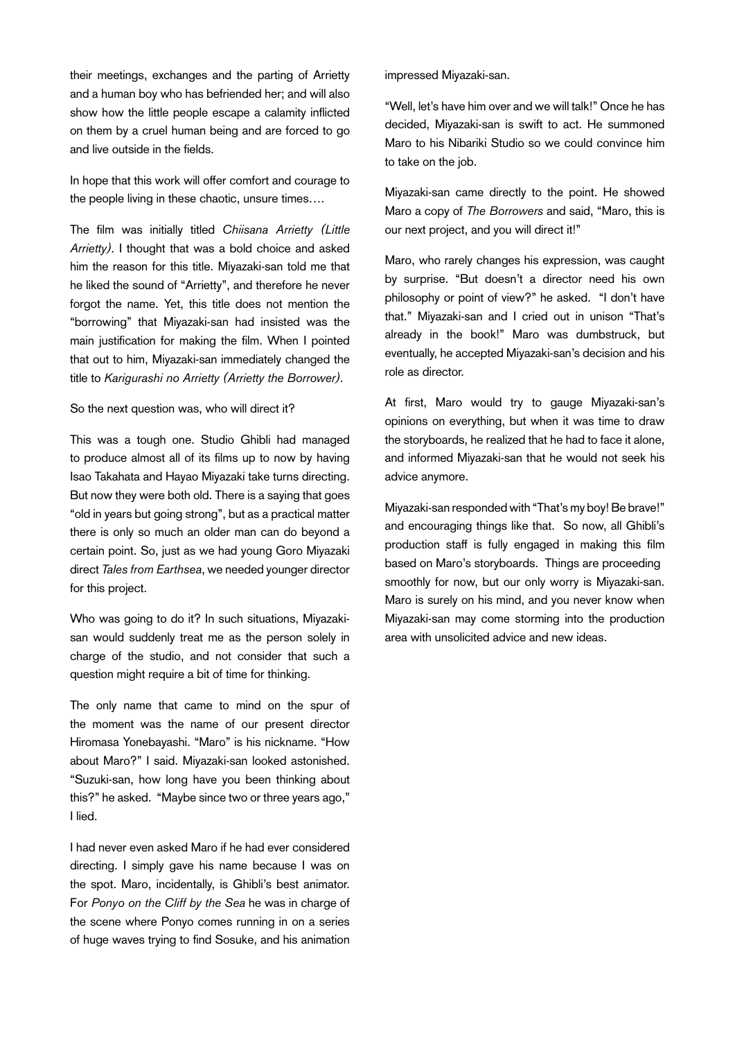their meetings, exchanges and the parting of Arrietty and a human boy who has befriended her; and will also show how the little people escape a calamity inflicted on them by a cruel human being and are forced to go and live outside in the fields.

In hope that this work will offer comfort and courage to the people living in these chaotic, unsure times….

The film was initially titled *Chiisana Arrietty (Little Arrietty)*. I thought that was a bold choice and asked him the reason for this title. Miyazaki-san told me that he liked the sound of "Arrietty", and therefore he never forgot the name. Yet, this title does not mention the "borrowing" that Miyazaki-san had insisted was the main justification for making the film. When I pointed that out to him, Miyazaki-san immediately changed the title to *Karigurashi no Arrietty (Arrietty the Borrower)*.

So the next question was, who will direct it?

This was a tough one. Studio Ghibli had managed to produce almost all of its films up to now by having Isao Takahata and Hayao Miyazaki take turns directing. But now they were both old. There is a saying that goes "old in years but going strong", but as a practical matter there is only so much an older man can do beyond a certain point. So, just as we had young Goro Miyazaki direct *Tales from Earthsea*, we needed younger director for this project.

Who was going to do it? In such situations, Miyazaki-san would suddenly treat me as the person solely in charge of the studio, and not consider that such a question might require a bit of time for thinking.

The only name that came to mind on the spur of the moment was the name of our present director Hiromasa Yonebayashi. "Maro" is his nickname. "How about Maro?" I said. Miyazaki-san looked astonished. "Suzuki-san, how long have you been thinking about this?" he asked. "Maybe since two or three years ago," I lied.

I had never even asked Maro if he had ever considered directing. I simply gave his name because I was on the spot. Maro, incidentally, is Ghibli's best animator. For *Ponyo on the Cliff by the Sea* he was in charge of the scene where Ponyo comes running in on a series of huge waves trying to find Sosuke, and his animation impressed Miyazaki-san.

"Well, let's have him over and we will talk!" Once he has decided, Miyazaki-san is swift to act. He summoned Maro to his Nibariki Studio so we could convince him to take on the job.

Miyazaki-san came directly to the point. He showed Maro a copy of *The Borrowers* and said, "Maro, this is our next project, and you will direct it!"

Maro, who rarely changes his expression, was caught by surprise. "But doesn't a director need his own philosophy or point of view?" he asked. "I don't have that." Miyazaki-san and I cried out in unison "That's already in the book!" Maro was dumbstruck, but eventually, he accepted Miyazaki-san's decision and his role as director.

At first, Maro would try to gauge Miyazaki-san's opinions on everything, but when it was time to draw the storyboards, he realized that he had to face it alone, and informed Miyazaki-san that he would not seek his advice anymore.

Miyazaki-san responded with "That's my boy! Be brave!" and encouraging things like that. So now, all Ghibli's production staff is fully engaged in making this film based on Maro's storyboards. Things are proceeding smoothly for now, but our only worry is Miyazaki-san. Maro is surely on his mind, and you never know when Miyazaki-san may come storming into the production area with unsolicited advice and new ideas.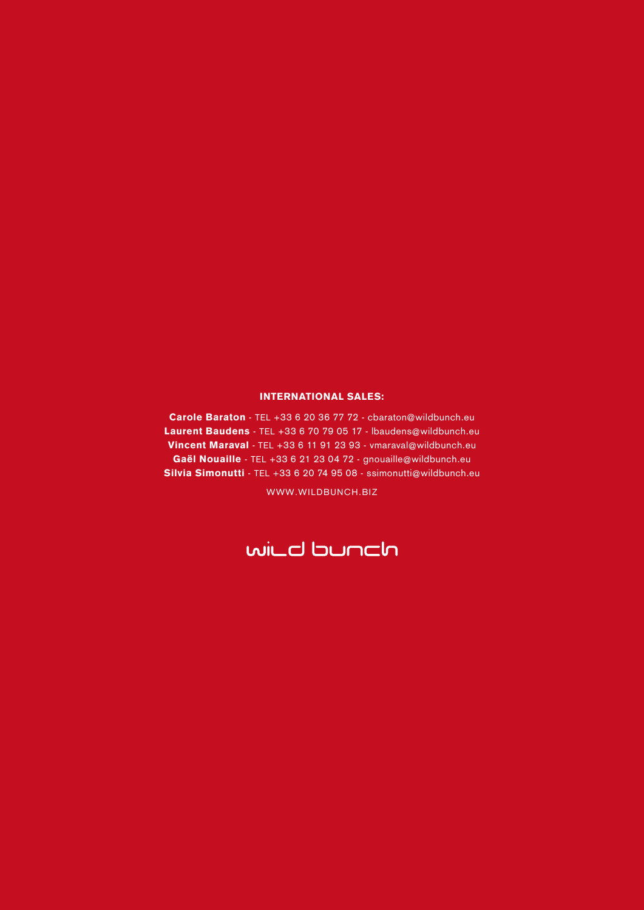**INTERNATIONAL SALES:**

**Carole Baraton** - TEL +33 6 20 36 77 72 - cbaraton@wildbunch.eu
**Laurent Baudens** - TEL +33 6 70 79 05 17 - lbaudens@wildbunch.eu
**Vincent Maraval** - TEL +33 6 11 91 23 93 - vmaraval@wildbunch.eu
**Gaël Nouaille** - TEL +33 6 21 23 04 72 - gnouaille@wildbunch.eu
**Silvia Simonutti** - TEL +33 6 20 74 95 08 - ssimonutti@wildbunch.eu

WWW.WILDBUNCH.BIZ

wild bunch